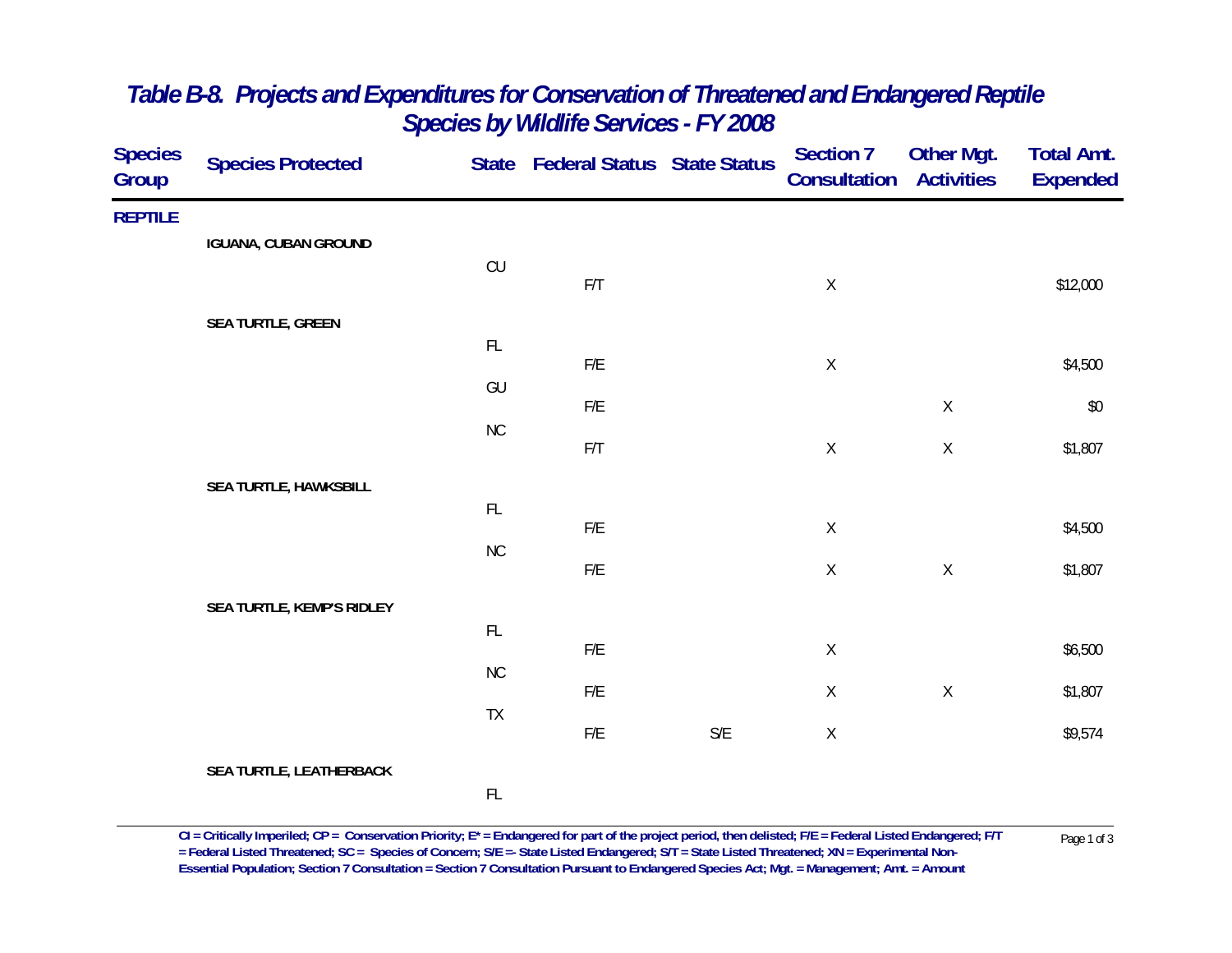# Table B-8. Projects and Expenditures for Conservation of Threatened and Endangered Reptile Species by Wildlife Services - FY 2008

| Species Group | Species Protected | State | Federal Status | State Status | Section 7 Consultation | Other Mgt. Activities | Total Amt. Expended |
|---|---|---|---|---|---|---|---|
| **REPTILE** | | | | | | | |
| | **IGUANA, CUBAN GROUND** | | | | | | |
| | | CU | F/T | | X | | $12,000 |
| | **SEA TURTLE, GREEN** | | | | | | |
| | | FL | F/E | | X | | $4,500 |
| | | GU | F/E | | | X | $0 |
| | | NC | F/T | | X | X | $1,807 |
| | **SEA TURTLE, HAWKSBILL** | | | | | | |
| | | FL | F/E | | X | | $4,500 |
| | | NC | F/E | | X | X | $1,807 |
| | **SEA TURTLE, KEMP'S RIDLEY** | | | | | | |
| | | FL | F/E | | X | | $6,500 |
| | | NC | F/E | | X | X | $1,807 |
| | | TX | F/E | S/E | X | | $9,574 |
| | **SEA TURTLE, LEATHERBACK** | | | | | | |
| | | FL | | | | | |

**CI = Critically Imperiled; CP = Conservation Priority; E* = Endangered for part of the project period, then delisted; F/E = Federal Listed Endangered; F/T = Federal Listed Threatened; SC = Species of Concern; S/E =- State Listed Endangered; S/T = State Listed Threatened; XN = Experimental Non-Essential Population; Section 7 Consultation = Section 7 Consultation Pursuant to Endangered Species Act; Mgt. = Management; Amt. = Amount**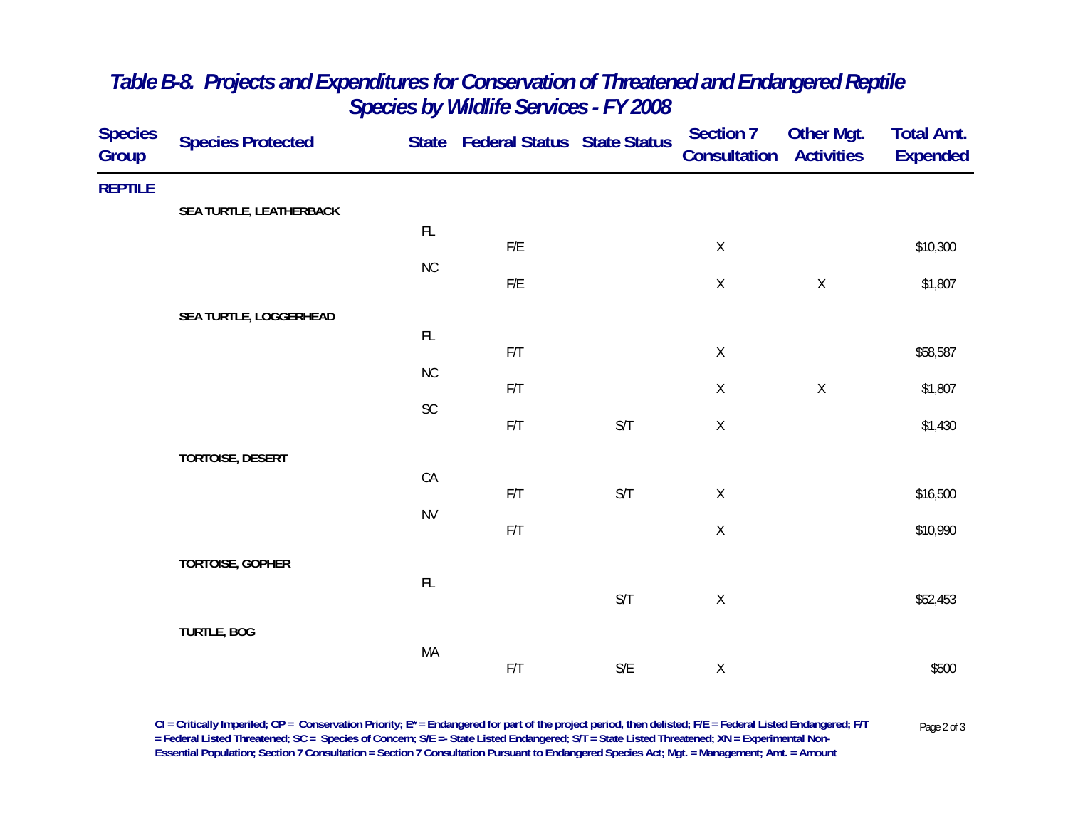# Table B-8. Projects and Expenditures for Conservation of Threatened and Endangered Reptile Species by Wildlife Services - FY 2008

| Species Group | Species Protected | State | Federal Status | State Status | Section 7 Consultation | Other Mgt. Activities | Total Amt. Expended |
|---|---|---|---|---|---|---|---|
| **REPTILE** | | | | | | | |
| | **SEA TURTLE, LEATHERBACK** | | | | | | |
| | | FL | F/E | | X | | $10,300 |
| | | NC | F/E | | X | X | $1,807 |
| | **SEA TURTLE, LOGGERHEAD** | | | | | | |
| | | FL | F/T | | X | | $58,587 |
| | | NC | F/T | | X | X | $1,807 |
| | | SC | F/T | S/T | X | | $1,430 |
| | **TORTOISE, DESERT** | | | | | | |
| | | CA | F/T | S/T | X | | $16,500 |
| | | NV | F/T | | X | | $10,990 |
| | **TORTOISE, GOPHER** | | | | | | |
| | | FL | | S/T | X | | $52,453 |
| | **TURTLE, BOG** | | | | | | |
| | | MA | F/T | S/E | X | | $500 |

**CI = Critically Imperiled; CP = Conservation Priority; E* = Endangered for part of the project period, then delisted; F/E = Federal Listed Endangered; F/T = Federal Listed Threatened; SC = Species of Concern; S/E =- State Listed Endangered; S/T = State Listed Threatened; XN = Experimental Non-Essential Population; Section 7 Consultation = Section 7 Consultation Pursuant to Endangered Species Act; Mgt. = Management; Amt. = Amount**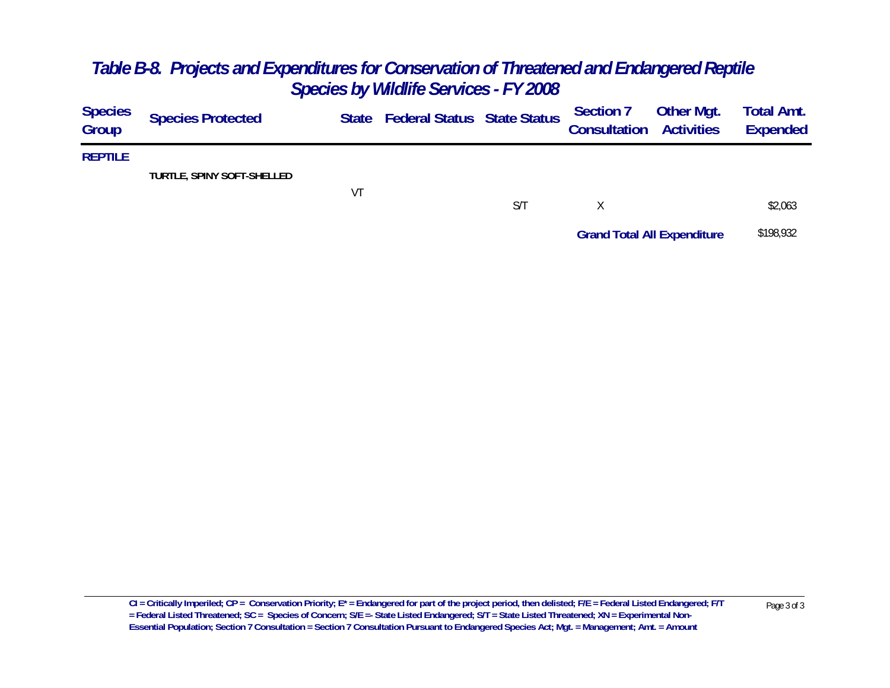# Table B-8. Projects and Expenditures for Conservation of Threatened and Endangered Reptile Species by Wildlife Services - FY 2008

| Species Group | Species Protected | State | Federal Status | State Status | Section 7 Consultation | Other Mgt. Activities | Total Amt. Expended |
|---|---|---|---|---|---|---|---|
| **REPTILE** | | | | | | | |
| | **TURTLE, SPINY SOFT-SHELLED** | | | | | | |
| | | VT | | S/T | X | | $2,063 |
| | | | | | **Grand Total All Expenditure** | | $198,932 |

**CI = Critically Imperiled; CP = Conservation Priority; E* = Endangered for part of the project period, then delisted; F/E = Federal Listed Endangered; F/T = Federal Listed Threatened; SC = Species of Concern; S/E =- State Listed Endangered; S/T = State Listed Threatened; XN = Experimental Non-Essential Population; Section 7 Consultation = Section 7 Consultation Pursuant to Endangered Species Act; Mgt. = Management; Amt. = Amount**